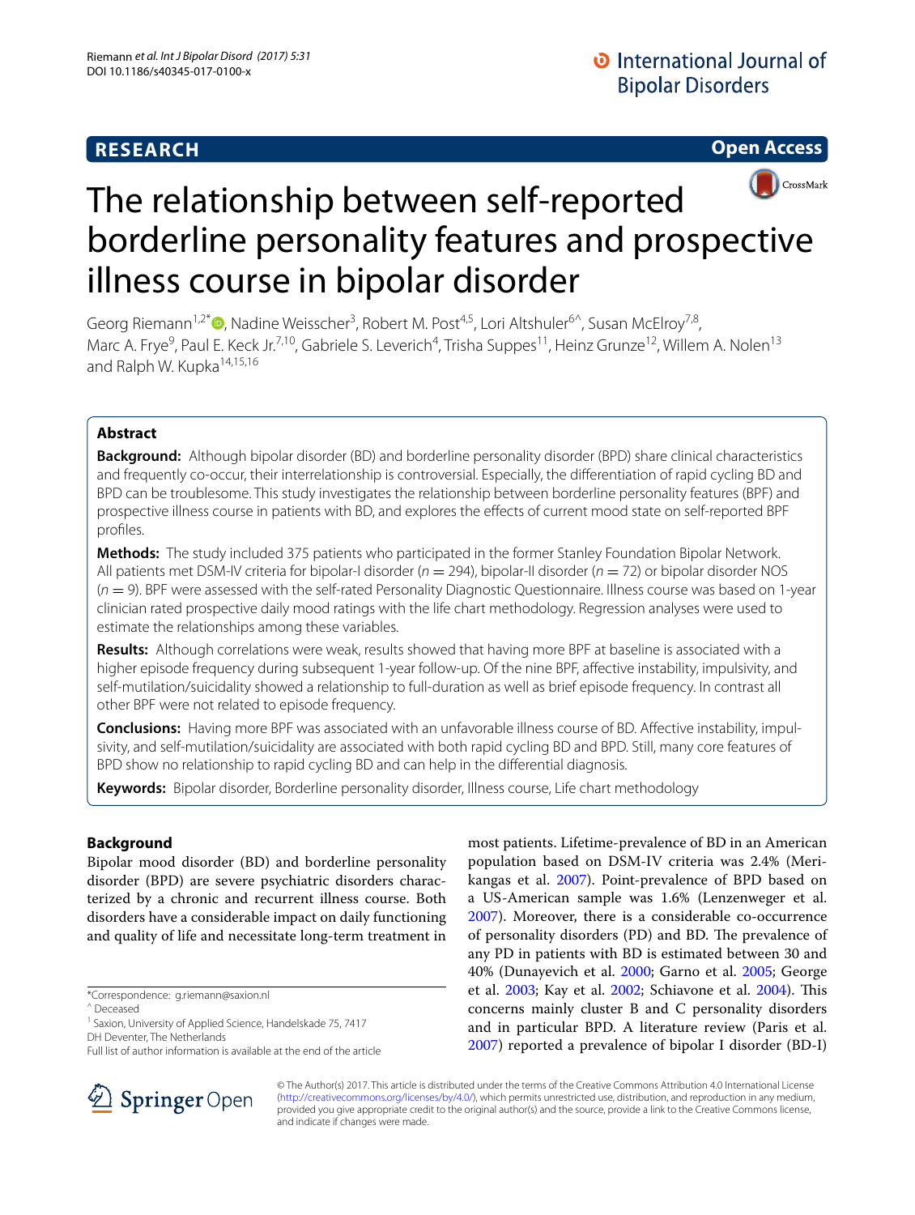**RESEARCH** | **Open Access**

# The relationship between self-reported borderline personality features and prospective illness course in bipolar disorder

Georg Riemann[1,2*], Nadine Weisscher[3], Robert M. Post[4,5], Lori Altshuler[6^], Susan McElroy[7,8], Marc A. Frye[9], Paul E. Keck Jr.[7,10], Gabriele S. Leverich[4], Trisha Suppes[11], Heinz Grunze[12], Willem A. Nolen[13] and Ralph W. Kupka[14,15,16]

## Abstract

**Background:** Although bipolar disorder (BD) and borderline personality disorder (BPD) share clinical characteristics and frequently co-occur, their interrelationship is controversial. Especially, the differentiation of rapid cycling BD and BPD can be troublesome. This study investigates the relationship between borderline personality features (BPF) and prospective illness course in patients with BD, and explores the effects of current mood state on self-reported BPF profiles.

**Methods:** The study included 375 patients who participated in the former Stanley Foundation Bipolar Network. All patients met DSM-IV criteria for bipolar-I disorder ($n = 294$), bipolar-II disorder ($n = 72$) or bipolar disorder NOS ($n = 9$). BPF were assessed with the self-rated Personality Diagnostic Questionnaire. Illness course was based on 1-year clinician rated prospective daily mood ratings with the life chart methodology. Regression analyses were used to estimate the relationships among these variables.

**Results:** Although correlations were weak, results showed that having more BPF at baseline is associated with a higher episode frequency during subsequent 1-year follow-up. Of the nine BPF, affective instability, impulsivity, and self-mutilation/suicidality showed a relationship to full-duration as well as brief episode frequency. In contrast all other BPF were not related to episode frequency.

**Conclusions:** Having more BPF was associated with an unfavorable illness course of BD. Affective instability, impulsivity, and self-mutilation/suicidality are associated with both rapid cycling BD and BPD. Still, many core features of BPD show no relationship to rapid cycling BD and can help in the differential diagnosis.

**Keywords:** Bipolar disorder, Borderline personality disorder, Illness course, Life chart methodology

## Background

Bipolar mood disorder (BD) and borderline personality disorder (BPD) are severe psychiatric disorders characterized by a chronic and recurrent illness course. Both disorders have a considerable impact on daily functioning and quality of life and necessitate long-term treatment in most patients. Lifetime-prevalence of BD in an American population based on DSM-IV criteria was 2.4% (Merikangas et al. 2007). Point-prevalence of BPD based on a US-American sample was 1.6% (Lenzenweger et al. 2007). Moreover, there is a considerable co-occurrence of personality disorders (PD) and BD. The prevalence of any PD in patients with BD is estimated between 30 and 40% (Dunayevich et al. 2000; Garno et al. 2005; George et al. 2003; Kay et al. 2002; Schiavone et al. 2004). This concerns mainly cluster B and C personality disorders and in particular BPD. A literature review (Paris et al. 2007) reported a prevalence of bipolar I disorder (BD-I)

*Correspondence: g.riemann@saxion.nl
^ Deceased
[1] Saxion, University of Applied Science, Handelskade 75, 7417 DH Deventer, The Netherlands
Full list of author information is available at the end of the article

© The Author(s) 2017. This article is distributed under the terms of the Creative Commons Attribution 4.0 International License (http://creativecommons.org/licenses/by/4.0/), which permits unrestricted use, distribution, and reproduction in any medium, provided you give appropriate credit to the original author(s) and the source, provide a link to the Creative Commons license, and indicate if changes were made.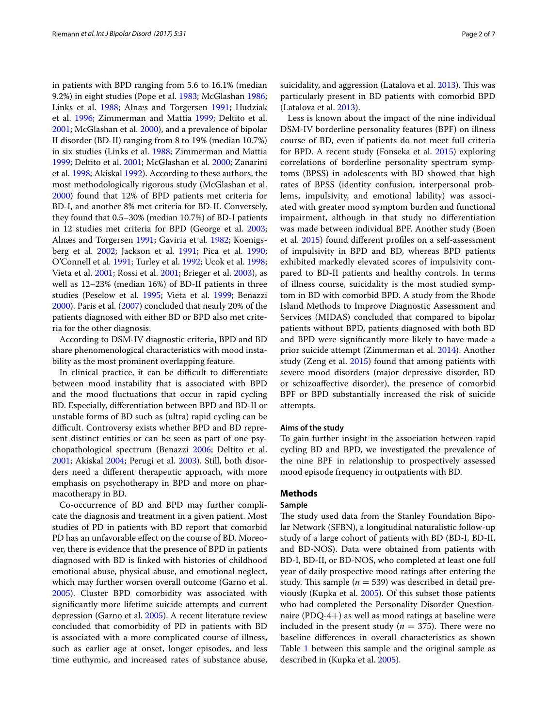in patients with BPD ranging from 5.6 to 16.1% (median 9.2%) in eight studies (Pope et al. 1983; McGlashan 1986; Links et al. 1988; Alnæs and Torgersen 1991; Hudziak et al. 1996; Zimmerman and Mattia 1999; Deltito et al. 2001; McGlashan et al. 2000), and a prevalence of bipolar II disorder (BD-II) ranging from 8 to 19% (median 10.7%) in six studies (Links et al. 1988; Zimmerman and Mattia 1999; Deltito et al. 2001; McGlashan et al. 2000; Zanarini et al. 1998; Akiskal 1992). According to these authors, the most methodologically rigorous study (McGlashan et al. 2000) found that 12% of BPD patients met criteria for BD-I, and another 8% met criteria for BD-II. Conversely, they found that 0.5–30% (median 10.7%) of BD-I patients in 12 studies met criteria for BPD (George et al. 2003; Alnæs and Torgersen 1991; Gaviria et al. 1982; Koenigsberg et al. 2002; Jackson et al. 1991; Pica et al. 1990; O'Connell et al. 1991; Turley et al. 1992; Ucok et al. 1998; Vieta et al. 2001; Rossi et al. 2001; Brieger et al. 2003), as well as 12–23% (median 16%) of BD-II patients in three studies (Peselow et al. 1995; Vieta et al. 1999; Benazzi 2000). Paris et al. (2007) concluded that nearly 20% of the patients diagnosed with either BD or BPD also met criteria for the other diagnosis.

According to DSM-IV diagnostic criteria, BPD and BD share phenomenological characteristics with mood instability as the most prominent overlapping feature.

In clinical practice, it can be difficult to differentiate between mood instability that is associated with BPD and the mood fluctuations that occur in rapid cycling BD. Especially, differentiation between BPD and BD-II or unstable forms of BD such as (ultra) rapid cycling can be difficult. Controversy exists whether BPD and BD represent distinct entities or can be seen as part of one psychopathological spectrum (Benazzi 2006; Deltito et al. 2001; Akiskal 2004; Perugi et al. 2003). Still, both disorders need a different therapeutic approach, with more emphasis on psychotherapy in BPD and more on pharmacotherapy in BD.

Co-occurrence of BD and BPD may further complicate the diagnosis and treatment in a given patient. Most studies of PD in patients with BD report that comorbid PD has an unfavorable effect on the course of BD. Moreover, there is evidence that the presence of BPD in patients diagnosed with BD is linked with histories of childhood emotional abuse, physical abuse, and emotional neglect, which may further worsen overall outcome (Garno et al. 2005). Cluster BPD comorbidity was associated with significantly more lifetime suicide attempts and current depression (Garno et al. 2005). A recent literature review concluded that comorbidity of PD in patients with BD is associated with a more complicated course of illness, such as earlier age at onset, longer episodes, and less time euthymic, and increased rates of substance abuse, suicidality, and aggression (Latalova et al. 2013). This was particularly present in BD patients with comorbid BPD (Latalova et al. 2013).

Less is known about the impact of the nine individual DSM-IV borderline personality features (BPF) on illness course of BD, even if patients do not meet full criteria for BPD. A recent study (Fonseka et al. 2015) exploring correlations of borderline personality spectrum symptoms (BPSS) in adolescents with BD showed that high rates of BPSS (identity confusion, interpersonal problems, impulsivity, and emotional lability) was associated with greater mood symptom burden and functional impairment, although in that study no differentiation was made between individual BPF. Another study (Boen et al. 2015) found different profiles on a self-assessment of impulsivity in BPD and BD, whereas BPD patients exhibited markedly elevated scores of impulsivity compared to BD-II patients and healthy controls. In terms of illness course, suicidality is the most studied symptom in BD with comorbid BPD. A study from the Rhode Island Methods to Improve Diagnostic Assessment and Services (MIDAS) concluded that compared to bipolar patients without BPD, patients diagnosed with both BD and BPD were significantly more likely to have made a prior suicide attempt (Zimmerman et al. 2014). Another study (Zeng et al. 2015) found that among patients with severe mood disorders (major depressive disorder, BD or schizoaffective disorder), the presence of comorbid BPF or BPD substantially increased the risk of suicide attempts.

#### Aims of the study

To gain further insight in the association between rapid cycling BD and BPD, we investigated the prevalence of the nine BPF in relationship to prospectively assessed mood episode frequency in outpatients with BD.

## Methods

### Sample

The study used data from the Stanley Foundation Bipolar Network (SFBN), a longitudinal naturalistic follow-up study of a large cohort of patients with BD (BD-I, BD-II, and BD-NOS). Data were obtained from patients with BD-I, BD-II, or BD-NOS, who completed at least one full year of daily prospective mood ratings after entering the study. This sample ($n = 539$) was described in detail previously (Kupka et al. 2005). Of this subset those patients who had completed the Personality Disorder Questionnaire (PDQ-4+) as well as mood ratings at baseline were included in the present study ($n = 375$). There were no baseline differences in overall characteristics as shown Table 1 between this sample and the original sample as described in (Kupka et al. 2005).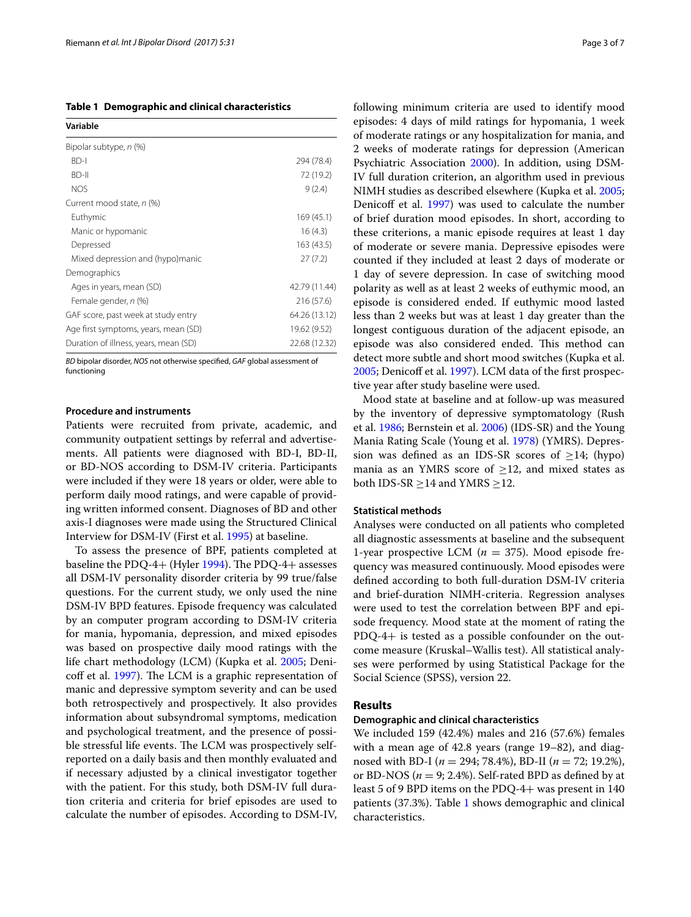**Table 1 Demographic and clinical characteristics**

| Variable | |
|---|---|
| Bipolar subtype, *n* (%) | |
| BD-I | 294 (78.4) |
| BD-II | 72 (19.2) |
| NOS | 9 (2.4) |
| Current mood state, *n* (%) | |
| Euthymic | 169 (45.1) |
| Manic or hypomanic | 16 (4.3) |
| Depressed | 163 (43.5) |
| Mixed depression and (hypo)manic | 27 (7.2) |
| Demographics | |
| Ages in years, mean (SD) | 42.79 (11.44) |
| Female gender, *n* (%) | 216 (57.6) |
| GAF score, past week at study entry | 64.26 (13.12) |
| Age first symptoms, years, mean (SD) | 19.62 (9.52) |
| Duration of illness, years, mean (SD) | 22.68 (12.32) |

*BD* bipolar disorder, *NOS* not otherwise specified, *GAF* global assessment of functioning

### Procedure and instruments

Patients were recruited from private, academic, and community outpatient settings by referral and advertisements. All patients were diagnosed with BD-I, BD-II, or BD-NOS according to DSM-IV criteria. Participants were included if they were 18 years or older, were able to perform daily mood ratings, and were capable of providing written informed consent. Diagnoses of BD and other axis-I diagnoses were made using the Structured Clinical Interview for DSM-IV (First et al. 1995) at baseline.

To assess the presence of BPF, patients completed at baseline the PDQ-4+ (Hyler 1994). The PDQ-4+ assesses all DSM-IV personality disorder criteria by 99 true/false questions. For the current study, we only used the nine DSM-IV BPD features. Episode frequency was calculated by an computer program according to DSM-IV criteria for mania, hypomania, depression, and mixed episodes was based on prospective daily mood ratings with the life chart methodology (LCM) (Kupka et al. 2005; Denicoff et al. 1997). The LCM is a graphic representation of manic and depressive symptom severity and can be used both retrospectively and prospectively. It also provides information about subsyndromal symptoms, medication and psychological treatment, and the presence of possible stressful life events. The LCM was prospectively self-reported on a daily basis and then monthly evaluated and if necessary adjusted by a clinical investigator together with the patient. For this study, both DSM-IV full duration criteria and criteria for brief episodes are used to calculate the number of episodes. According to DSM-IV, following minimum criteria are used to identify mood episodes: 4 days of mild ratings for hypomania, 1 week of moderate ratings or any hospitalization for mania, and 2 weeks of moderate ratings for depression (American Psychiatric Association 2000). In addition, using DSM-IV full duration criterion, an algorithm used in previous NIMH studies as described elsewhere (Kupka et al. 2005; Denicoff et al. 1997) was used to calculate the number of brief duration mood episodes. In short, according to these criterions, a manic episode requires at least 1 day of moderate or severe mania. Depressive episodes were counted if they included at least 2 days of moderate or 1 day of severe depression. In case of switching mood polarity as well as at least 2 weeks of euthymic mood, an episode is considered ended. If euthymic mood lasted less than 2 weeks but was at least 1 day greater than the longest contiguous duration of the adjacent episode, an episode was also considered ended. This method can detect more subtle and short mood switches (Kupka et al. 2005; Denicoff et al. 1997). LCM data of the first prospective year after study baseline were used.

Mood state at baseline and at follow-up was measured by the inventory of depressive symptomatology (Rush et al. 1986; Bernstein et al. 2006) (IDS-SR) and the Young Mania Rating Scale (Young et al. 1978) (YMRS). Depression was defined as an IDS-SR scores of $\geq$14; (hypo) mania as an YMRS score of $\geq$12, and mixed states as both IDS-SR $\geq$14 and YMRS $\geq$12.

### Statistical methods

Analyses were conducted on all patients who completed all diagnostic assessments at baseline and the subsequent 1-year prospective LCM ($n$ = 375). Mood episode frequency was measured continuously. Mood episodes were defined according to both full-duration DSM-IV criteria and brief-duration NIMH-criteria. Regression analyses were used to test the correlation between BPF and episode frequency. Mood state at the moment of rating the PDQ-4+ is tested as a possible confounder on the outcome measure (Kruskal–Wallis test). All statistical analyses were performed by using Statistical Package for the Social Science (SPSS), version 22.

## Results

### Demographic and clinical characteristics

We included 159 (42.4%) males and 216 (57.6%) females with a mean age of 42.8 years (range 19–82), and diagnosed with BD-I ($n$ = 294; 78.4%), BD-II ($n$ = 72; 19.2%), or BD-NOS ($n$ = 9; 2.4%). Self-rated BPD as defined by at least 5 of 9 BPD items on the PDQ-4+ was present in 140 patients (37.3%). Table 1 shows demographic and clinical characteristics.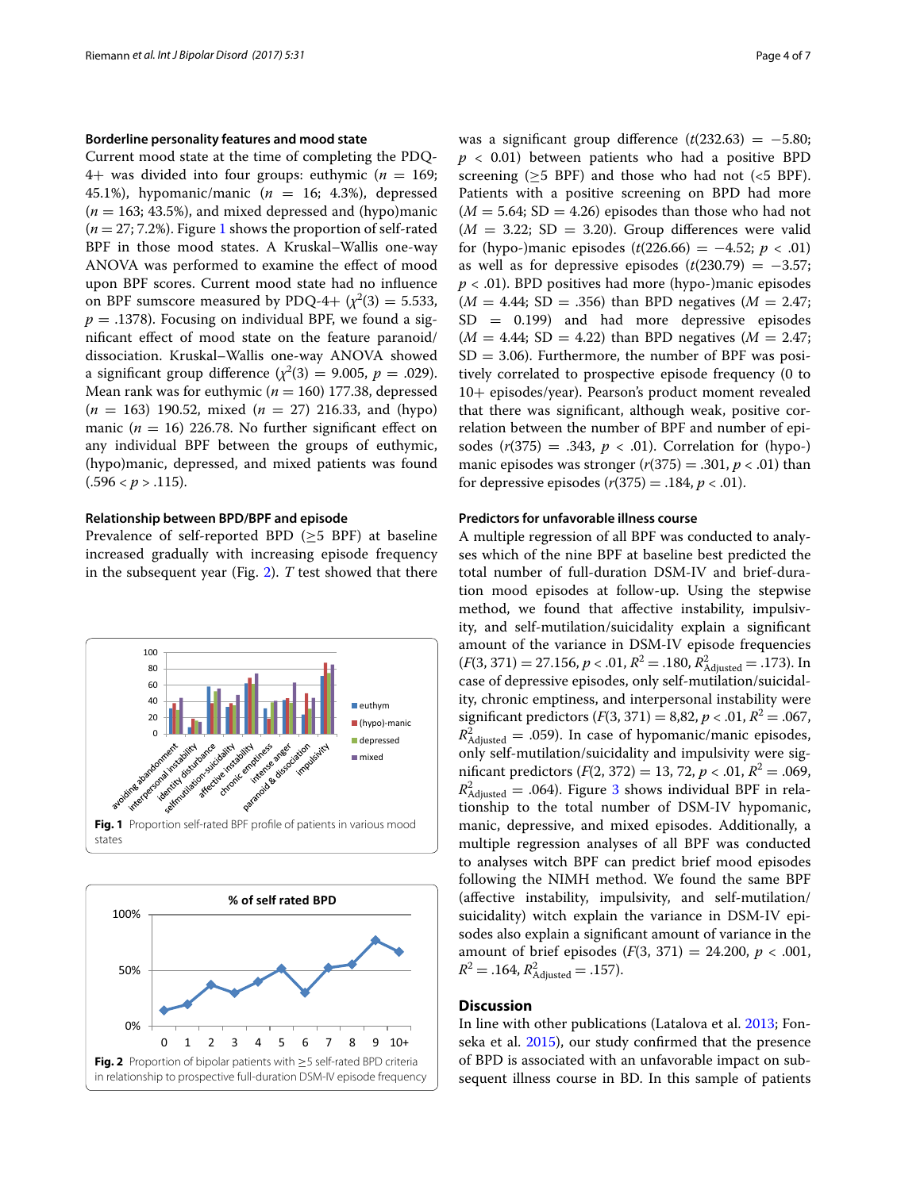### Borderline personality features and mood state

Current mood state at the time of completing the PDQ-4+ was divided into four groups: euthymic ($n = 169$; 45.1%), hypomanic/manic ($n = 16$; 4.3%), depressed ($n = 163$; 43.5%), and mixed depressed and (hypo)manic ($n = 27$; 7.2%). Figure 1 shows the proportion of self-rated BPF in those mood states. A Kruskal–Wallis one-way ANOVA was performed to examine the effect of mood upon BPF scores. Current mood state had no influence on BPF sumscore measured by PDQ-4+ ($\chi^2(3) = 5.533$, $p = .1378$). Focusing on individual BPF, we found a significant effect of mood state on the feature paranoid/dissociation. Kruskal–Wallis one-way ANOVA showed a significant group difference ($\chi^2(3) = 9.005$, $p = .029$). Mean rank was for euthymic ($n = 160$) 177.38, depressed ($n = 163$) 190.52, mixed ($n = 27$) 216.33, and (hypo) manic ($n = 16$) 226.78. No further significant effect on any individual BPF between the groups of euthymic, (hypo)manic, depressed, and mixed patients was found ($.596 < p > .115$).

### Relationship between BPD/BPF and episode

Prevalence of self-reported BPD (≥5 BPF) at baseline increased gradually with increasing episode frequency in the subsequent year (Fig. 2). *T* test showed that there was a significant group difference ($t(232.63) = -5.80$; $p < 0.01$) between patients who had a positive BPD screening (≥5 BPF) and those who had not (<5 BPF). Patients with a positive screening on BPD had more ($M = 5.64$; SD = 4.26) episodes than those who had not ($M = 3.22$; SD = 3.20). Group differences were valid for (hypo-)manic episodes ($t(226.66) = -4.52$; $p < .01$) as well as for depressive episodes ($t(230.79) = -3.57$; $p < .01$). BPD positives had more (hypo-)manic episodes ($M = 4.44$; SD = .356) than BPD negatives ($M = 2.47$; SD = 0.199) and had more depressive episodes ($M = 4.44$; SD = 4.22) than BPD negatives ($M = 2.47$; SD = 3.06). Furthermore, the number of BPF was positively correlated to prospective episode frequency (0 to 10+ episodes/year). Pearson's product moment revealed that there was significant, although weak, positive correlation between the number of BPF and number of episodes ($r(375) = .343$, $p < .01$). Correlation for (hypo-) manic episodes was stronger ($r(375) = .301$, $p < .01$) than for depressive episodes ($r(375) = .184$, $p < .01$).

Fig. 1 Proportion self-rated BPF profile of patients in various mood states

Fig. 2 Proportion of bipolar patients with ≥5 self-rated BPD criteria in relationship to prospective full-duration DSM-IV episode frequency

### Predictors for unfavorable illness course

A multiple regression of all BPF was conducted to analyses which of the nine BPF at baseline best predicted the total number of full-duration DSM-IV and brief-duration mood episodes at follow-up. Using the stepwise method, we found that affective instability, impulsivity, and self-mutilation/suicidality explain a significant amount of the variance in DSM-IV episode frequencies ($F(3, 371) = 27.156$, $p < .01$, $R^2 = .180$, $R^2_{\text{Adjusted}} = .173$). In case of depressive episodes, only self-mutilation/suicidality, chronic emptiness, and interpersonal instability were significant predictors ($F(3, 371) = 8{,}82$, $p < .01$, $R^2 = .067$, $R^2_{\text{Adjusted}} = .059$). In case of hypomanic/manic episodes, only self-mutilation/suicidality and impulsivity were significant predictors ($F(2, 372) = 13, 72$, $p < .01$, $R^2 = .069$, $R^2_{\text{Adjusted}} = .064$). Figure 3 shows individual BPF in relationship to the total number of DSM-IV hypomanic, manic, depressive, and mixed episodes. Additionally, a multiple regression analyses of all BPF was conducted to analyses witch BPF can predict brief mood episodes following the NIMH method. We found the same BPF (affective instability, impulsivity, and self-mutilation/suicidality) witch explain the variance in DSM-IV episodes also explain a significant amount of variance in the amount of brief episodes ($F(3, 371) = 24.200$, $p < .001$, $R^2 = .164$, $R^2_{\text{Adjusted}} = .157$).

## Discussion

In line with other publications (Latalova et al. 2013; Fonseka et al. 2015), our study confirmed that the presence of BPD is associated with an unfavorable impact on subsequent illness course in BD. In this sample of patients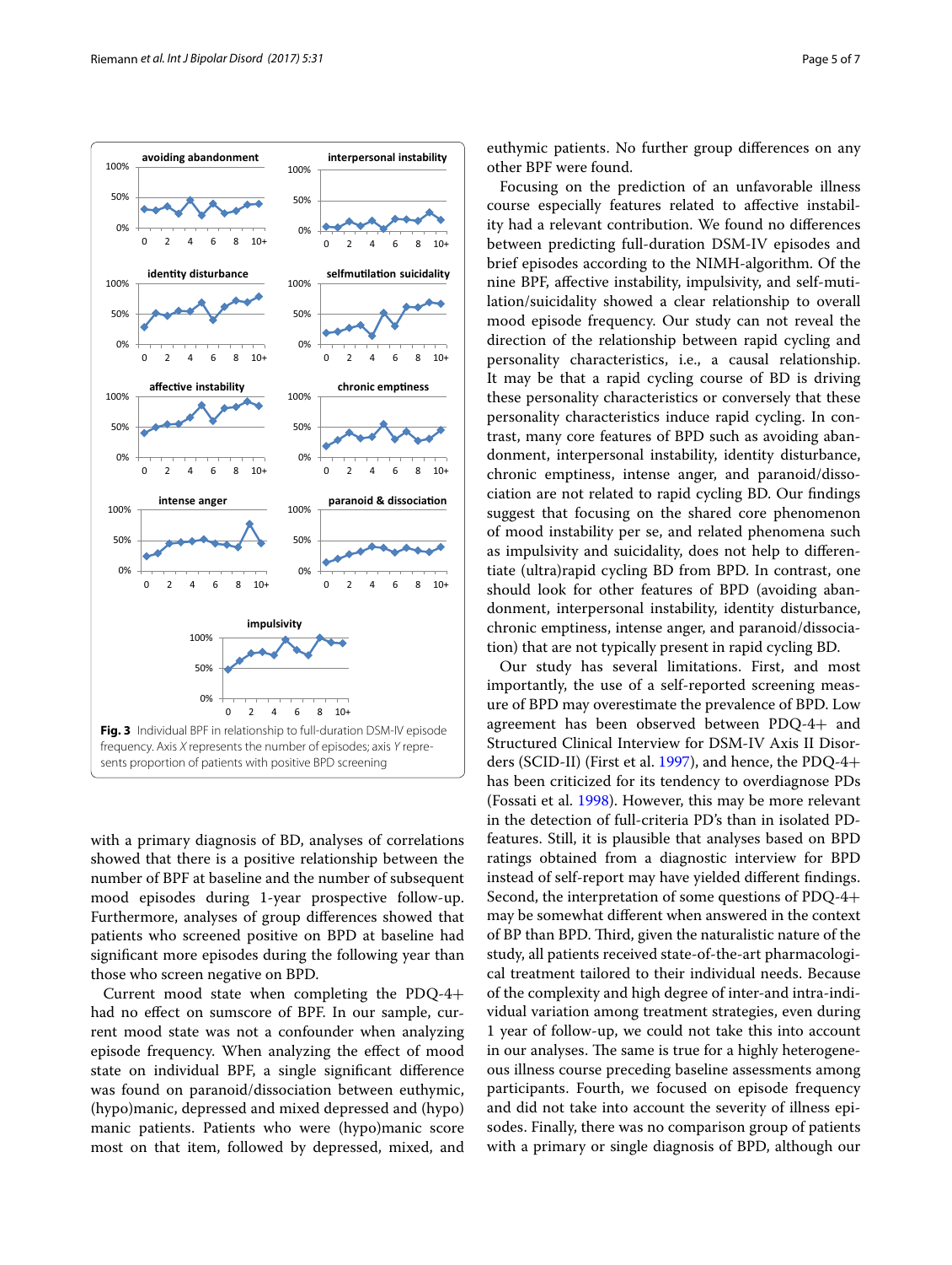Fig. 3 Individual BPF in relationship to full-duration DSM-IV episode frequency. Axis *X* represents the number of episodes; axis *Y* represents proportion of patients with positive BPD screening

with a primary diagnosis of BD, analyses of correlations showed that there is a positive relationship between the number of BPF at baseline and the number of subsequent mood episodes during 1-year prospective follow-up. Furthermore, analyses of group differences showed that patients who screened positive on BPD at baseline had significant more episodes during the following year than those who screen negative on BPD.

Current mood state when completing the PDQ-4+ had no effect on sumscore of BPF. In our sample, current mood state was not a confounder when analyzing episode frequency. When analyzing the effect of mood state on individual BPF, a single significant difference was found on paranoid/dissociation between euthymic, (hypo)manic, depressed and mixed depressed and (hypo) manic patients. Patients who were (hypo)manic score most on that item, followed by depressed, mixed, and euthymic patients. No further group differences on any other BPF were found.

Focusing on the prediction of an unfavorable illness course especially features related to affective instability had a relevant contribution. We found no differences between predicting full-duration DSM-IV episodes and brief episodes according to the NIMH-algorithm. Of the nine BPF, affective instability, impulsivity, and self-mutilation/suicidality showed a clear relationship to overall mood episode frequency. Our study can not reveal the direction of the relationship between rapid cycling and personality characteristics, i.e., a causal relationship. It may be that a rapid cycling course of BD is driving these personality characteristics or conversely that these personality characteristics induce rapid cycling. In contrast, many core features of BPD such as avoiding abandonment, interpersonal instability, identity disturbance, chronic emptiness, intense anger, and paranoid/dissociation are not related to rapid cycling BD. Our findings suggest that focusing on the shared core phenomenon of mood instability per se, and related phenomena such as impulsivity and suicidality, does not help to differentiate (ultra)rapid cycling BD from BPD. In contrast, one should look for other features of BPD (avoiding abandonment, interpersonal instability, identity disturbance, chronic emptiness, intense anger, and paranoid/dissociation) that are not typically present in rapid cycling BD.

Our study has several limitations. First, and most importantly, the use of a self-reported screening measure of BPD may overestimate the prevalence of BPD. Low agreement has been observed between PDQ-4+ and Structured Clinical Interview for DSM-IV Axis II Disorders (SCID-II) (First et al. 1997), and hence, the PDQ-4+ has been criticized for its tendency to overdiagnose PDs (Fossati et al. 1998). However, this may be more relevant in the detection of full-criteria PD's than in isolated PD-features. Still, it is plausible that analyses based on BPD ratings obtained from a diagnostic interview for BPD instead of self-report may have yielded different findings. Second, the interpretation of some questions of PDQ-4+ may be somewhat different when answered in the context of BP than BPD. Third, given the naturalistic nature of the study, all patients received state-of-the-art pharmacological treatment tailored to their individual needs. Because of the complexity and high degree of inter-and intra-individual variation among treatment strategies, even during 1 year of follow-up, we could not take this into account in our analyses. The same is true for a highly heterogeneous illness course preceding baseline assessments among participants. Fourth, we focused on episode frequency and did not take into account the severity of illness episodes. Finally, there was no comparison group of patients with a primary or single diagnosis of BPD, although our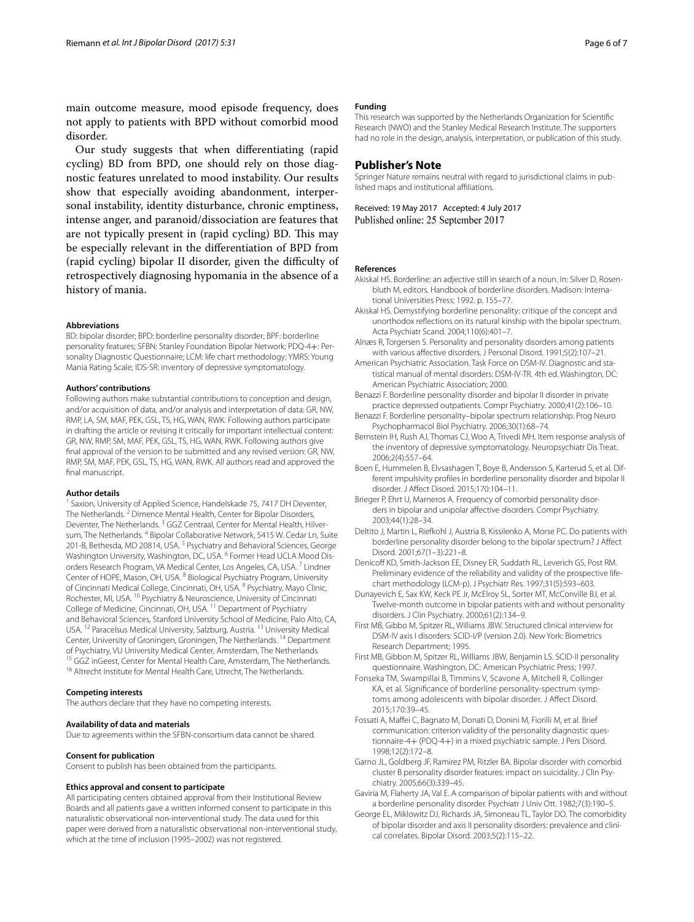main outcome measure, mood episode frequency, does not apply to patients with BPD without comorbid mood disorder.

Our study suggests that when differentiating (rapid cycling) BD from BPD, one should rely on those diagnostic features unrelated to mood instability. Our results show that especially avoiding abandonment, interpersonal instability, identity disturbance, chronic emptiness, intense anger, and paranoid/dissociation are features that are not typically present in (rapid cycling) BD. This may be especially relevant in the differentiation of BPD from (rapid cycling) bipolar II disorder, given the difficulty of retrospectively diagnosing hypomania in the absence of a history of mania.

#### Abbreviations

BD: bipolar disorder; BPD: borderline personality disorder; BPF: borderline personality features; SFBN: Stanley Foundation Bipolar Network; PDQ-4+: Personality Diagnostic Questionnaire; LCM: life chart methodology; YMRS: Young Mania Rating Scale; IDS-SR: inventory of depressive symptomatology.

#### Authors' contributions

Following authors make substantial contributions to conception and design, and/or acquisition of data, and/or analysis and interpretation of data: GR, NW, RMP, LA, SM, MAF, PEK, GSL, TS, HG, WAN, RWK. Following authors participate in drafting the article or revising it critically for important intellectual content: GR, NW, RMP, SM, MAF, PEK, GSL, TS, HG, WAN, RWK. Following authors give final approval of the version to be submitted and any revised version: GR, NW, RMP, SM, MAF, PEK, GSL, TS, HG, WAN, RWK. All authors read and approved the final manuscript.

#### Author details

[1] Saxion, University of Applied Science, Handelskade 75, 7417 DH Deventer, The Netherlands. [2] Dimence Mental Health, Center for Bipolar Disorders, Deventer, The Netherlands. [3] GGZ Centraal, Center for Mental Health, Hilversum, The Netherlands. [4] Bipolar Collaborative Network, 5415 W. Cedar Ln, Suite 201-B, Bethesda, MD 20814, USA. [5] Psychiatry and Behavioral Sciences, George Washington University, Washington, DC, USA. [6] Former Head UCLA Mood Disorders Research Program, VA Medical Center, Los Angeles, CA, USA. [7] Lindner Center of HOPE, Mason, OH, USA. [8] Biological Psychiatry Program, University of Cincinnati Medical College, Cincinnati, OH, USA. [9] Psychiatry, Mayo Clinic, Rochester, MI, USA. [10] Psychiatry & Neuroscience, University of Cincinnati College of Medicine, Cincinnati, OH, USA. [11] Department of Psychiatry and Behavioral Sciences, Stanford University School of Medicine, Palo Alto, CA, USA. [12] Paracelsus Medical University, Salzburg, Austria. [13] University Medical Center, University of Groningen, Groningen, The Netherlands. [14] Department of Psychiatry, VU University Medical Center, Amsterdam, The Netherlands. [15] GGZ inGeest, Center for Mental Health Care, Amsterdam, The Netherlands. [16] Altrecht Institute for Mental Health Care, Utrecht, The Netherlands.

#### Competing interests

The authors declare that they have no competing interests.

#### Availability of data and materials

Due to agreements within the SFBN-consortium data cannot be shared.

#### Consent for publication

Consent to publish has been obtained from the participants.

#### Ethics approval and consent to participate

All participating centers obtained approval from their Institutional Review Boards and all patients gave a written informed consent to participate in this naturalistic observational non-interventional study. The data used for this paper were derived from a naturalistic observational non-interventional study, which at the time of inclusion (1995–2002) was not registered.

#### Funding

This research was supported by the Netherlands Organization for Scientific Research (NWO) and the Stanley Medical Research Institute. The supporters had no role in the design, analysis, interpretation, or publication of this study.

## Publisher's Note

Springer Nature remains neutral with regard to jurisdictional claims in published maps and institutional affiliations.

Received: 19 May 2017 Accepted: 4 July 2017
Published online: 25 September 2017

#### References

- Akiskal HS. Borderline: an adjective still in search of a noun. In: Silver D, Rosenbluth M, editors. Handbook of borderline disorders. Madison: International Universities Press; 1992. p. 155–77.
- Akiskal HS. Demystifying borderline personality: critique of the concept and unorthodox reflections on its natural kinship with the bipolar spectrum. Acta Psychiatr Scand. 2004;110(6):401–7.
- Alnæs R, Torgersen S. Personality and personality disorders among patients with various affective disorders. J Personal Disord. 1991;5(2):107–21.
- American Psychiatric Association. Task Force on DSM-IV. Diagnostic and statistical manual of mental disorders: DSM-IV-TR. 4th ed. Washington, DC: American Psychiatric Association; 2000.
- Benazzi F. Borderline personality disorder and bipolar II disorder in private practice depressed outpatients. Compr Psychiatry. 2000;41(2):106–10.
- Benazzi F. Borderline personality–bipolar spectrum relationship. Prog Neuro Psychopharmacol Biol Psychiatry. 2006;30(1):68–74.
- Bernstein IH, Rush AJ, Thomas CJ, Woo A, Trivedi MH. Item response analysis of the inventory of depressive symptomatology. Neuropsychiatr Dis Treat. 2006;2(4):557–64.
- Boen E, Hummelen B, Elvsashagen T, Boye B, Andersson S, Karterud S, et al. Different impulsivity profiles in borderline personality disorder and bipolar II disorder. J Affect Disord. 2015;170:104–11.
- Brieger P, Ehrt U, Marneros A. Frequency of comorbid personality disorders in bipolar and unipolar affective disorders. Compr Psychiatry. 2003;44(1):28–34.
- Deltito J, Martin L, Riefkohl J, Austria B, Kissilenko A, Morse PC. Do patients with borderline personality disorder belong to the bipolar spectrum? J Affect Disord. 2001;67(1–3):221–8.
- Denicoff KD, Smith-Jackson EE, Disney ER, Suddath RL, Leverich GS, Post RM. Preliminary evidence of the reliability and validity of the prospective life-chart methodology (LCM-p). J Psychiatr Res. 1997;31(5):593–603.
- Dunayevich E, Sax KW, Keck PE Jr, McElroy SL, Sorter MT, McConville BJ, et al. Twelve-month outcome in bipolar patients with and without personality disorders. J Clin Psychiatry. 2000;61(2):134–9.
- First MB, Gibbo M, Spitzer RL, Williams JBW. Structured clinical interview for DSM-IV axis I disorders: SCID-I/P (version 2.0). New York: Biometrics Research Department; 1995.
- First MB, Gibbon M, Spitzer RL, Williams JBW, Benjamin LS. SCID-II personality questionnaire. Washington, DC: American Psychiatric Press; 1997.
- Fonseka TM, Swampillai B, Timmins V, Scavone A, Mitchell R, Collinger KA, et al. Significance of borderline personality-spectrum symptoms among adolescents with bipolar disorder. J Affect Disord. 2015;170:39–45.
- Fossati A, Maffei C, Bagnato M, Donati D, Donini M, Fiorilli M, et al. Brief communication: criterion validity of the personality diagnostic questionnaire-4+ (PDQ-4+) in a mixed psychiatric sample. J Pers Disord. 1998;12(2):172–8.
- Garno JL, Goldberg JF, Ramirez PM, Ritzler BA. Bipolar disorder with comorbid cluster B personality disorder features: impact on suicidality. J Clin Psychiatry. 2005;66(3):339–45.
- Gaviria M, Flaherty JA, Val E. A comparison of bipolar patients with and without a borderline personality disorder. Psychiatr J Univ Ott. 1982;7(3):190–5.
- George EL, Miklowitz DJ, Richards JA, Simoneau TL, Taylor DO. The comorbidity of bipolar disorder and axis II personality disorders: prevalence and clinical correlates. Bipolar Disord. 2003;5(2):115–22.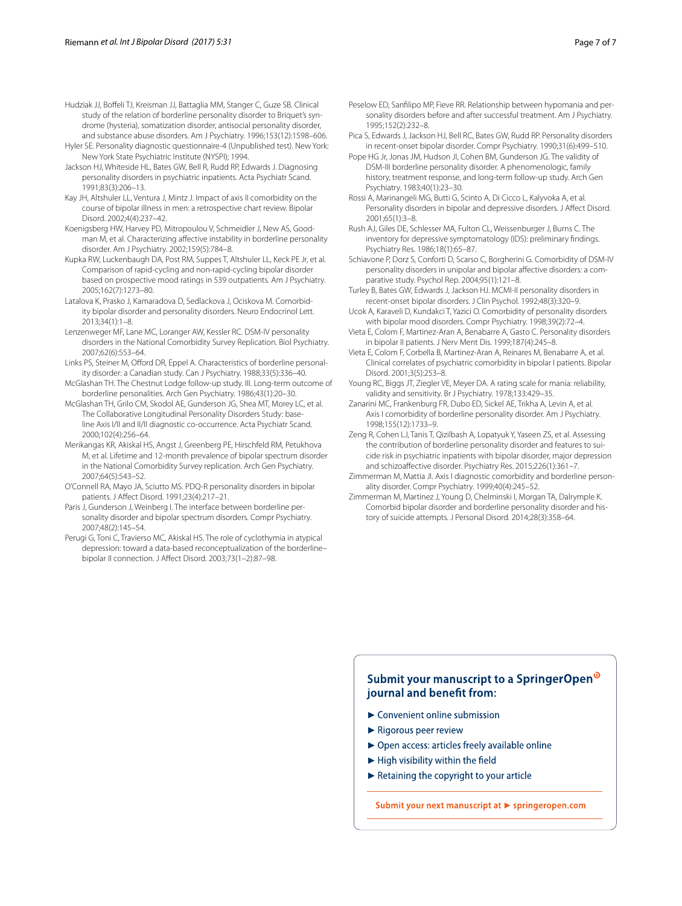Hudziak JJ, Boffeli TJ, Kreisman JJ, Battaglia MM, Stanger C, Guze SB. Clinical study of the relation of borderline personality disorder to Briquet's syndrome (hysteria), somatization disorder, antisocial personality disorder, and substance abuse disorders. Am J Psychiatry. 1996;153(12):1598–606.

Hyler SE. Personality diagnostic questionnaire-4 (Unpublished test). New York: New York State Psychiatric Institute (NYSPI); 1994.

Jackson HJ, Whiteside HL, Bates GW, Bell R, Rudd RP, Edwards J. Diagnosing personality disorders in psychiatric inpatients. Acta Psychiatr Scand. 1991;83(3):206–13.

Kay JH, Altshuler LL, Ventura J, Mintz J. Impact of axis II comorbidity on the course of bipolar illness in men: a retrospective chart review. Bipolar Disord. 2002;4(4):237–42.

Koenigsberg HW, Harvey PD, Mitropoulou V, Schmeidler J, New AS, Goodman M, et al. Characterizing affective instability in borderline personality disorder. Am J Psychiatry. 2002;159(5):784–8.

Kupka RW, Luckenbaugh DA, Post RM, Suppes T, Altshuler LL, Keck PE Jr, et al. Comparison of rapid-cycling and non-rapid-cycling bipolar disorder based on prospective mood ratings in 539 outpatients. Am J Psychiatry. 2005;162(7):1273–80.

Latalova K, Prasko J, Kamaradova D, Sedlackova J, Ociskova M. Comorbidity bipolar disorder and personality disorders. Neuro Endocrinol Lett. 2013;34(1):1–8.

Lenzenweger MF, Lane MC, Loranger AW, Kessler RC. DSM-IV personality disorders in the National Comorbidity Survey Replication. Biol Psychiatry. 2007;62(6):553–64.

Links PS, Steiner M, Offord DR, Eppel A. Characteristics of borderline personality disorder: a Canadian study. Can J Psychiatry. 1988;33(5):336–40.

McGlashan TH. The Chestnut Lodge follow-up study. III. Long-term outcome of borderline personalities. Arch Gen Psychiatry. 1986;43(1):20–30.

McGlashan TH, Grilo CM, Skodol AE, Gunderson JG, Shea MT, Morey LC, et al. The Collaborative Longitudinal Personality Disorders Study: baseline Axis I/II and II/II diagnostic co-occurrence. Acta Psychiatr Scand. 2000;102(4):256–64.

Merikangas KR, Akiskal HS, Angst J, Greenberg PE, Hirschfeld RM, Petukhova M, et al. Lifetime and 12-month prevalence of bipolar spectrum disorder in the National Comorbidity Survey replication. Arch Gen Psychiatry. 2007;64(5):543–52.

O'Connell RA, Mayo JA, Sciutto MS. PDQ-R personality disorders in bipolar patients. J Affect Disord. 1991;23(4):217–21.

Paris J, Gunderson J, Weinberg I. The interface between borderline personality disorder and bipolar spectrum disorders. Compr Psychiatry. 2007;48(2):145–54.

Perugi G, Toni C, Travierso MC, Akiskal HS. The role of cyclothymia in atypical depression: toward a data-based reconceptualization of the borderline–bipolar II connection. J Affect Disord. 2003;73(1–2):87–98.

Peselow ED, Sanfilipo MP, Fieve RR. Relationship between hypomania and personality disorders before and after successful treatment. Am J Psychiatry. 1995;152(2):232–8.

Pica S, Edwards J, Jackson HJ, Bell RC, Bates GW, Rudd RP. Personality disorders in recent-onset bipolar disorder. Compr Psychiatry. 1990;31(6):499–510.

Pope HG Jr, Jonas JM, Hudson JI, Cohen BM, Gunderson JG. The validity of DSM-III borderline personality disorder. A phenomenologic, family history, treatment response, and long-term follow-up study. Arch Gen Psychiatry. 1983;40(1):23–30.

Rossi A, Marinangeli MG, Butti G, Scinto A, Di Cicco L, Kalyvoka A, et al. Personality disorders in bipolar and depressive disorders. J Affect Disord. 2001;65(1):3–8.

Rush AJ, Giles DE, Schlesser MA, Fulton CL, Weissenburger J, Burns C. The inventory for depressive symptomatology (IDS): preliminary findings. Psychiatry Res. 1986;18(1):65–87.

Schiavone P, Dorz S, Conforti D, Scarso C, Borgherini G. Comorbidity of DSM-IV personality disorders in unipolar and bipolar affective disorders: a comparative study. Psychol Rep. 2004;95(1):121–8.

Turley B, Bates GW, Edwards J, Jackson HJ. MCMI-II personality disorders in recent-onset bipolar disorders. J Clin Psychol. 1992;48(3):320–9.

Ucok A, Karaveli D, Kundakci T, Yazici O. Comorbidity of personality disorders with bipolar mood disorders. Compr Psychiatry. 1998;39(2):72–4.

Vieta E, Colom F, Martinez-Aran A, Benabarre A, Gasto C. Personality disorders in bipolar II patients. J Nerv Ment Dis. 1999;187(4):245–8.

Vieta E, Colom F, Corbella B, Martinez-Aran A, Reinares M, Benabarre A, et al. Clinical correlates of psychiatric comorbidity in bipolar I patients. Bipolar Disord. 2001;3(5):253–8.

Young RC, Biggs JT, Ziegler VE, Meyer DA. A rating scale for mania: reliability, validity and sensitivity. Br J Psychiatry. 1978;133:429–35.

Zanarini MC, Frankenburg FR, Dubo ED, Sickel AE, Trikha A, Levin A, et al. Axis I comorbidity of borderline personality disorder. Am J Psychiatry. 1998;155(12):1733–9.

Zeng R, Cohen LJ, Tanis T, Qizilbash A, Lopatyuk Y, Yaseen ZS, et al. Assessing the contribution of borderline personality disorder and features to suicide risk in psychiatric inpatients with bipolar disorder, major depression and schizoaffective disorder. Psychiatry Res. 2015;226(1):361–7.

Zimmerman M, Mattia JI. Axis I diagnostic comorbidity and borderline personality disorder. Compr Psychiatry. 1999;40(4):245–52.

Zimmerman M, Martinez J, Young D, Chelminski I, Morgan TA, Dalrymple K. Comorbid bipolar disorder and borderline personality disorder and history of suicide attempts. J Personal Disord. 2014;28(3):358–64.

**Submit your manuscript to a SpringerOpen journal and benefit from:**

- ► Convenient online submission
- ► Rigorous peer review
- ► Open access: articles freely available online
- ► High visibility within the field
- ► Retaining the copyright to your article

**Submit your next manuscript at ► springeropen.com**